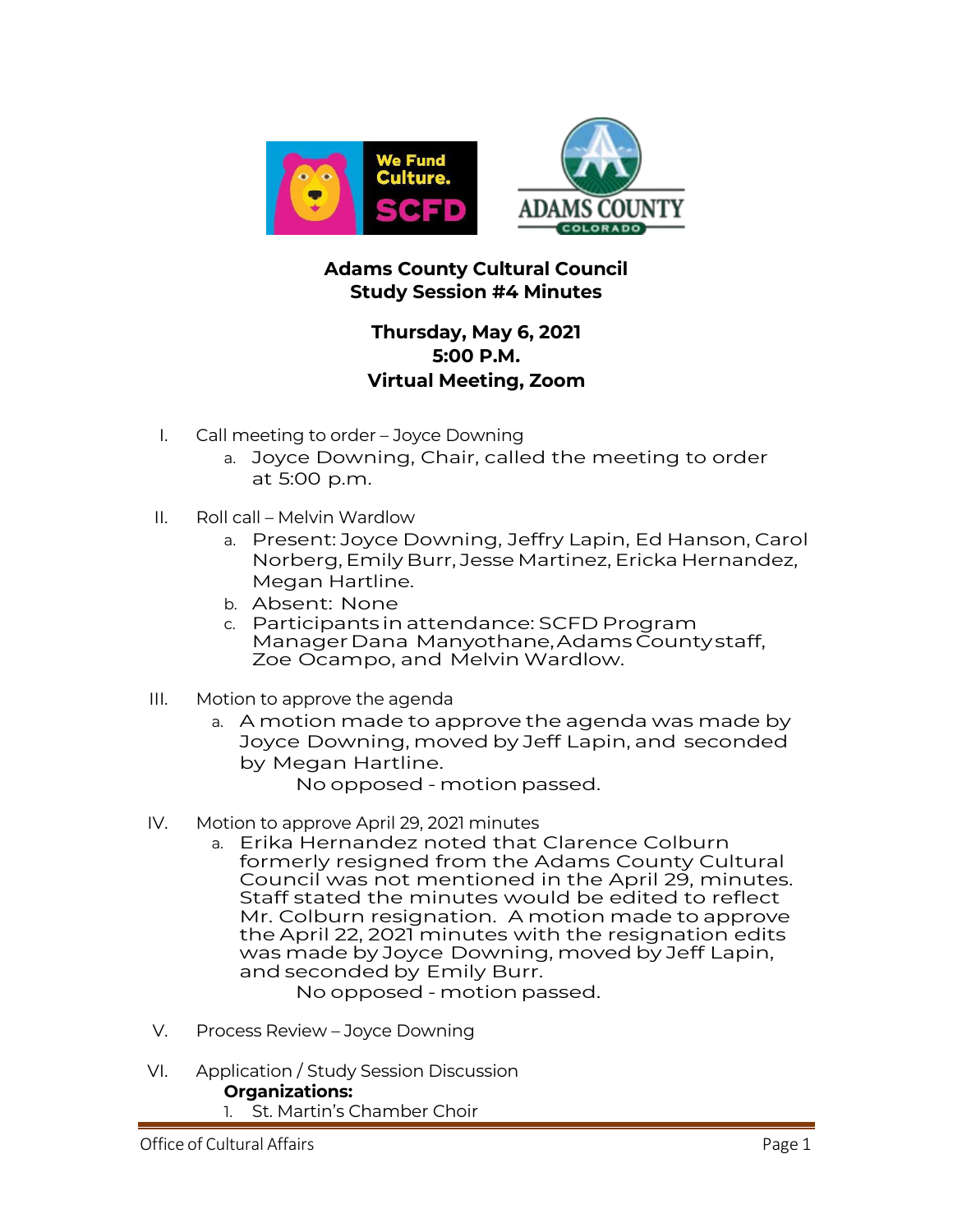# Adams County Cultural Council
## Study Session #4 Minutes

**Thursday, May 6, 2021**
**5:00 P.M.**
**Virtual Meeting, Zoom**

I. Call meeting to order – Joyce Downing
   a. Joyce Downing, Chair, called the meeting to order at 5:00 p.m.

II. Roll call – Melvin Wardlow
   a. Present: Joyce Downing, Jeffry Lapin, Ed Hanson, Carol Norberg, Emily Burr, Jesse Martinez, Ericka Hernandez, Megan Hartline.
   b. Absent: None
   c. Participants in attendance: SCFD Program Manager Dana Manyothane, Adams County staff, Zoe Ocampo, and Melvin Wardlow.

III. Motion to approve the agenda
   a. A motion made to approve the agenda was made by Joyce Downing, moved by Jeff Lapin, and seconded by Megan Hartline.
      No opposed - motion passed.

IV. Motion to approve April 29, 2021 minutes
   a. Erika Hernandez noted that Clarence Colburn formerly resigned from the Adams County Cultural Council was not mentioned in the April 29, minutes. Staff stated the minutes would be edited to reflect Mr. Colburn resignation. A motion made to approve the April 22, 2021 minutes with the resignation edits was made by Joyce Downing, moved by Jeff Lapin, and seconded by Emily Burr.
      No opposed - motion passed.

V. Process Review – Joyce Downing

VI. Application / Study Session Discussion
   **Organizations:**
   1. St. Martin's Chamber Choir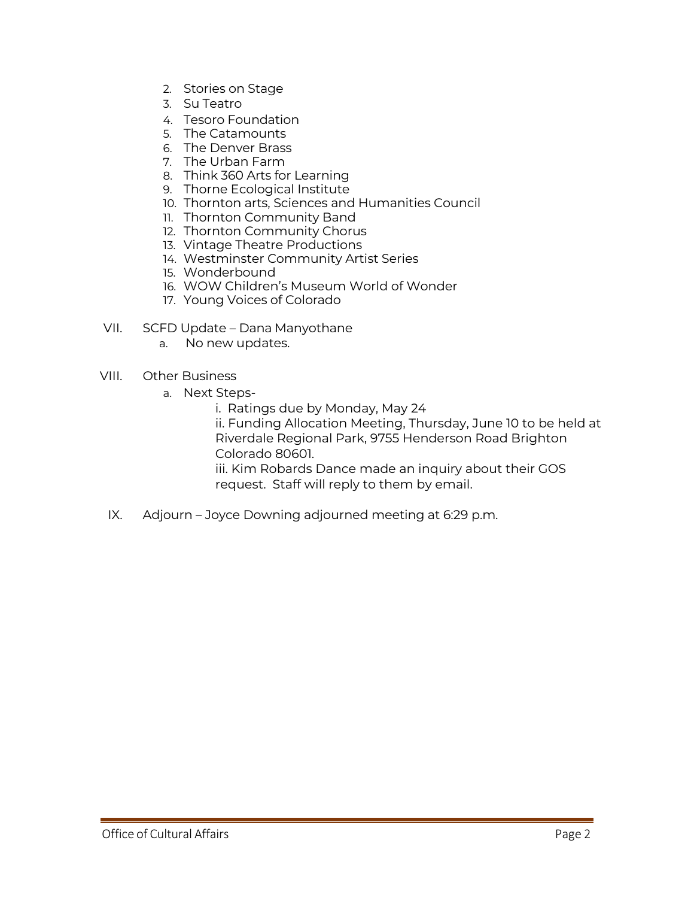2. Stories on Stage
3. Su Teatro
4. Tesoro Foundation
5. The Catamounts
6. The Denver Brass
7. The Urban Farm
8. Think 360 Arts for Learning
9. Thorne Ecological Institute
10. Thornton arts, Sciences and Humanities Council
11. Thornton Community Band
12. Thornton Community Chorus
13. Vintage Theatre Productions
14. Westminster Community Artist Series
15. Wonderbound
16. WOW Children's Museum World of Wonder
17. Young Voices of Colorado

VII. SCFD Update – Dana Manyothane
   a. No new updates.

VIII. Other Business
   a. Next Steps-
      i. Ratings due by Monday, May 24
      ii. Funding Allocation Meeting, Thursday, June 10 to be held at Riverdale Regional Park, 9755 Henderson Road Brighton Colorado 80601.
      iii. Kim Robards Dance made an inquiry about their GOS request. Staff will reply to them by email.

IX. Adjourn – Joyce Downing adjourned meeting at 6:29 p.m.